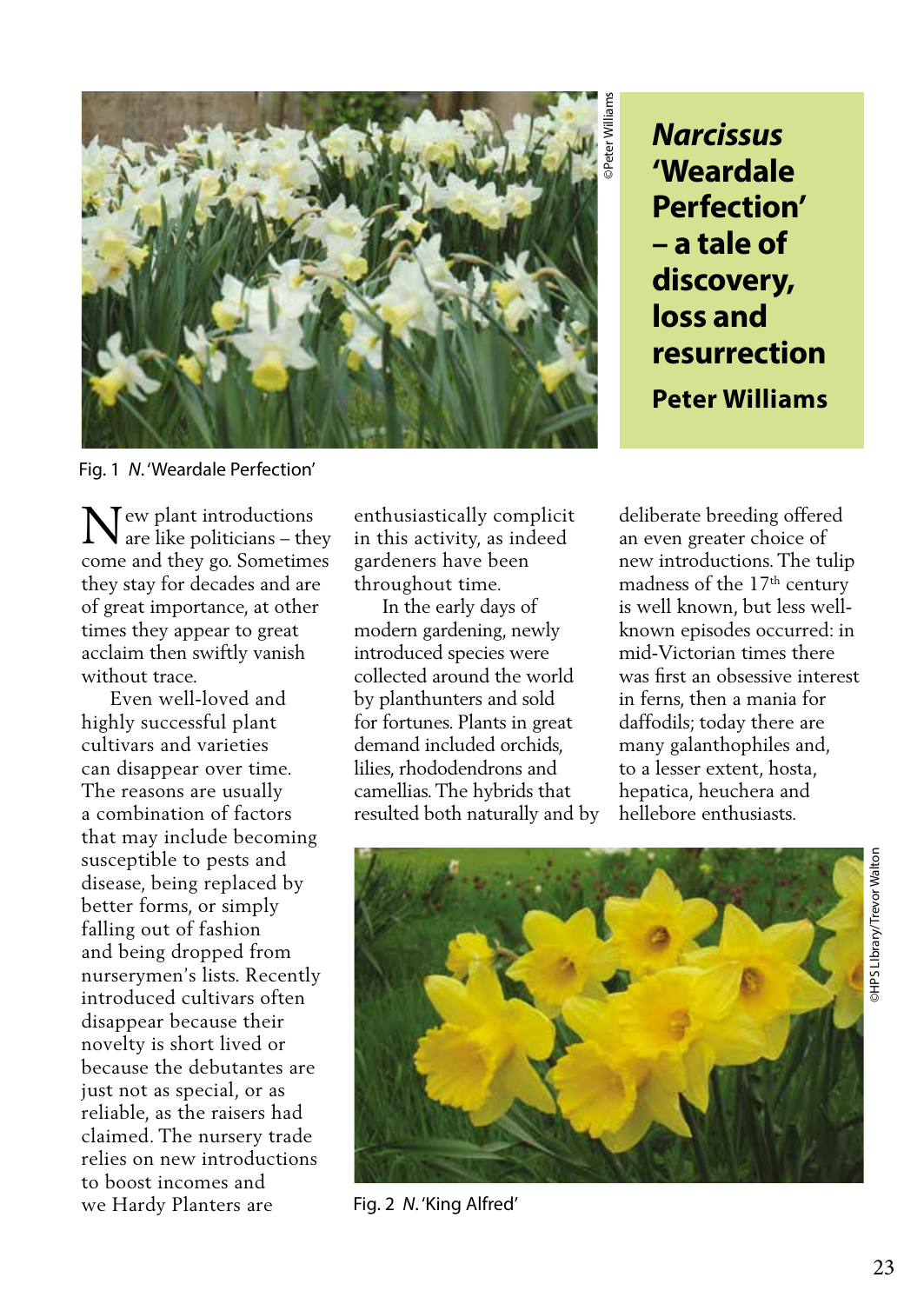# *Narcissus* 'Weardale Perfection' – a tale of discovery, loss and resurrection

**Peter Williams**

Fig. 1 *N.* 'Weardale Perfection'

New plant introductions are like politicians – they come and they go. Sometimes they stay for decades and are of great importance, at other times they appear to great acclaim then swiftly vanish without trace.

Even well-loved and highly successful plant cultivars and varieties can disappear over time. The reasons are usually a combination of factors that may include becoming susceptible to pests and disease, being replaced by better forms, or simply falling out of fashion and being dropped from nurserymen's lists. Recently introduced cultivars often disappear because their novelty is short lived or because the debutantes are just not as special, or as reliable, as the raisers had claimed. The nursery trade relies on new introductions to boost incomes and we Hardy Planters are enthusiastically complicit in this activity, as indeed gardeners have been throughout time.

In the early days of modern gardening, newly introduced species were collected around the world by planthunters and sold for fortunes. Plants in great demand included orchids, lilies, rhododendrons and camellias. The hybrids that resulted both naturally and by deliberate breeding offered an even greater choice of new introductions. The tulip madness of the 17th century is well known, but less well-known episodes occurred: in mid-Victorian times there was first an obsessive interest in ferns, then a mania for daffodils; today there are many galanthophiles and, to a lesser extent, hosta, hepatica, heuchera and hellebore enthusiasts.

Fig. 2 *N.* 'King Alfred'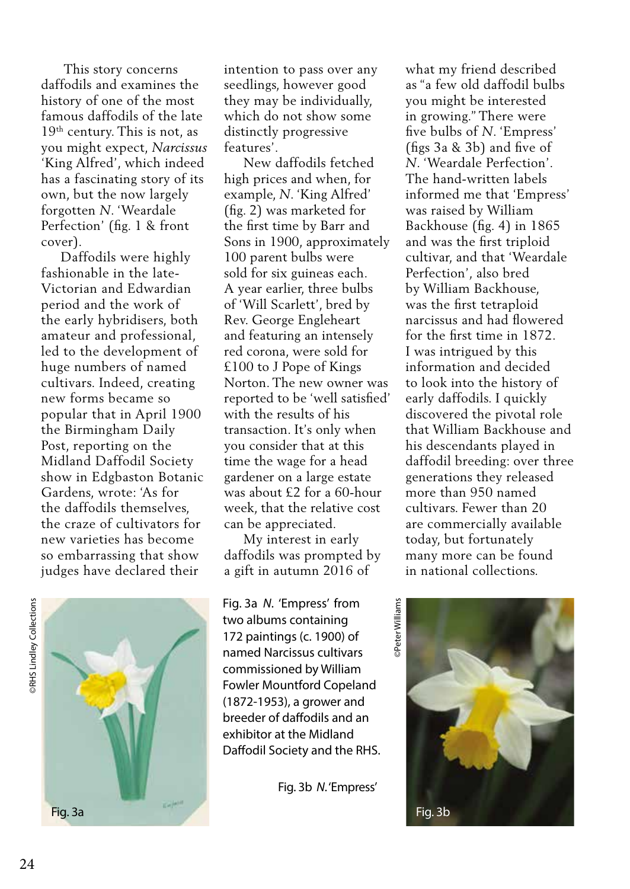This story concerns daffodils and examines the history of one of the most famous daffodils of the late 19th century. This is not, as you might expect, *Narcissus* 'King Alfred', which indeed has a fascinating story of its own, but the now largely forgotten *N*. 'Weardale Perfection' (fig. 1 & front cover).

Daffodils were highly fashionable in the late-Victorian and Edwardian period and the work of the early hybridisers, both amateur and professional, led to the development of huge numbers of named cultivars. Indeed, creating new forms became so popular that in April 1900 the Birmingham Daily Post, reporting on the Midland Daffodil Society show in Edgbaston Botanic Gardens, wrote: 'As for the daffodils themselves, the craze of cultivators for new varieties has become so embarrassing that show judges have declared their intention to pass over any seedlings, however good they may be individually, which do not show some distinctly progressive features'.

New daffodils fetched high prices and when, for example, *N*. 'King Alfred' (fig. 2) was marketed for the first time by Barr and Sons in 1900, approximately 100 parent bulbs were sold for six guineas each. A year earlier, three bulbs of 'Will Scarlett', bred by Rev. George Engleheart and featuring an intensely red corona, were sold for £100 to J Pope of Kings Norton. The new owner was reported to be 'well satisfied' with the results of his transaction. It's only when you consider that at this time the wage for a head gardener on a large estate was about £2 for a 60-hour week, that the relative cost can be appreciated.

My interest in early daffodils was prompted by a gift in autumn 2016 of what my friend described as "a few old daffodil bulbs you might be interested in growing." There were five bulbs of *N*. 'Empress' (figs 3a & 3b) and five of *N*. 'Weardale Perfection'. The hand-written labels informed me that 'Empress' was raised by William Backhouse (fig. 4) in 1865 and was the first triploid cultivar, and that 'Weardale Perfection', also bred by William Backhouse, was the first tetraploid narcissus and had flowered for the first time in 1872. I was intrigued by this information and decided to look into the history of early daffodils. I quickly discovered the pivotal role that William Backhouse and his descendants played in daffodil breeding: over three generations they released more than 950 named cultivars. Fewer than 20 are commercially available today, but fortunately many more can be found in national collections.

©RHS Lindley Collections

Fig. 3a

Fig. 3a *N*. 'Empress' from two albums containing 172 paintings (c. 1900) of named Narcissus cultivars commissioned by William Fowler Mountford Copeland (1872-1953), a grower and breeder of daffodils and an exhibitor at the Midland Daffodil Society and the RHS.

Fig. 3b *N*. 'Empress'

©Peter Williams

Fig. 3b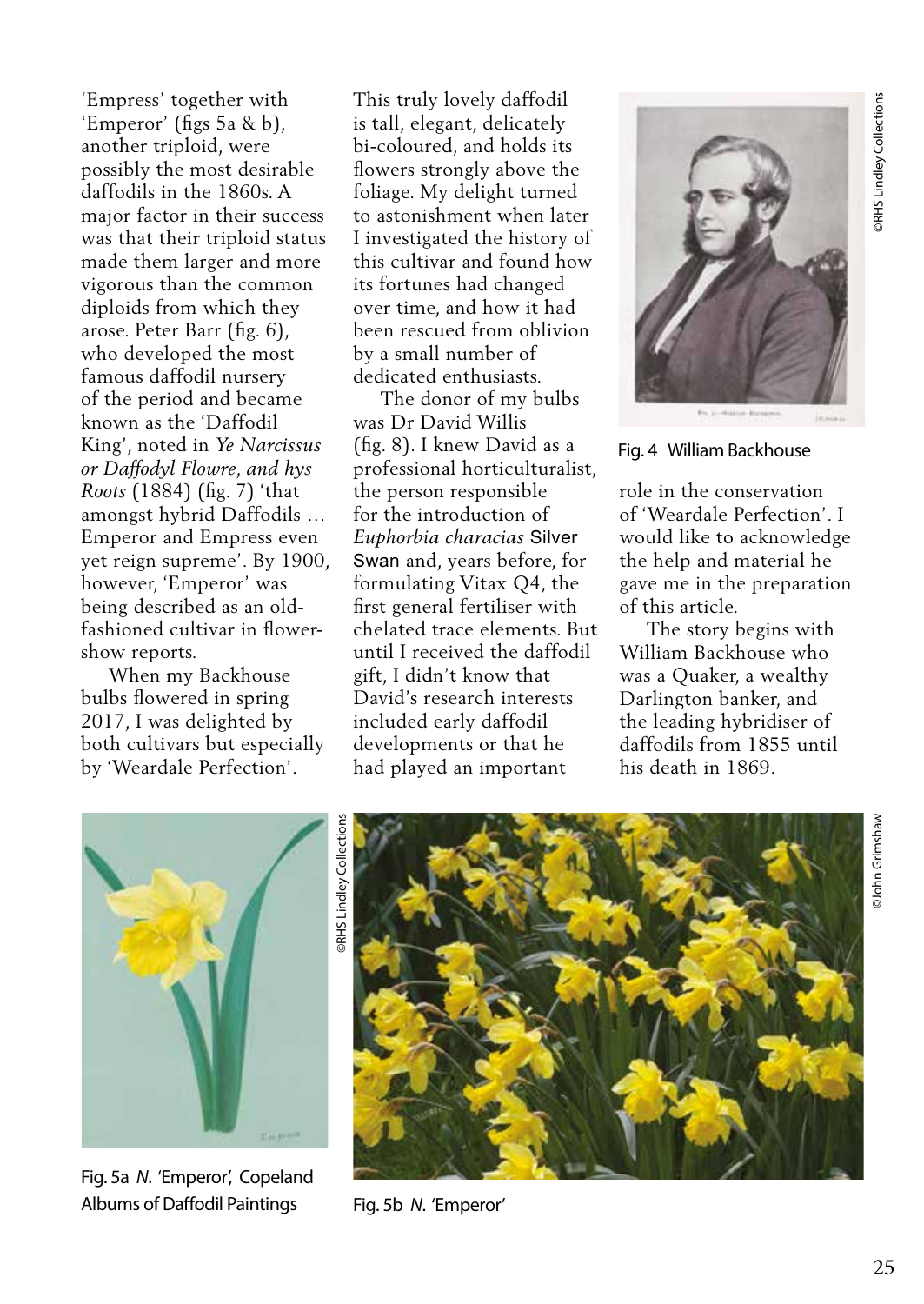'Empress' together with 'Emperor' (figs 5a & b), another triploid, were possibly the most desirable daffodils in the 1860s. A major factor in their success was that their triploid status made them larger and more vigorous than the common diploids from which they arose. Peter Barr (fig. 6), who developed the most famous daffodil nursery of the period and became known as the 'Daffodil King', noted in *Ye Narcissus or Daffodyl Flowre, and hys Roots* (1884) (fig. 7) 'that amongst hybrid Daffodils … Emperor and Empress even yet reign supreme'. By 1900, however, 'Emperor' was being described as an old-fashioned cultivar in flower-show reports.

When my Backhouse bulbs flowered in spring 2017, I was delighted by both cultivars but especially by 'Weardale Perfection'. This truly lovely daffodil is tall, elegant, delicately bi-coloured, and holds its flowers strongly above the foliage. My delight turned to astonishment when later I investigated the history of this cultivar and found how its fortunes had changed over time, and how it had been rescued from oblivion by a small number of dedicated enthusiasts.

The donor of my bulbs was Dr David Willis (fig. 8). I knew David as a professional horticulturalist, the person responsible for the introduction of *Euphorbia characias* Silver Swan and, years before, for formulating Vitax Q4, the first general fertiliser with chelated trace elements. But until I received the daffodil gift, I didn't know that David's research interests included early daffodil developments or that he had played an important role in the conservation of 'Weardale Perfection'. I would like to acknowledge the help and material he gave me in the preparation of this article.

Fig. 4 William Backhouse

The story begins with William Backhouse who was a Quaker, a wealthy Darlington banker, and the leading hybridiser of daffodils from 1855 until his death in 1869.

Fig. 5a *N.* 'Emperor', Copeland Albums of Daffodil Paintings

Fig. 5b *N.* 'Emperor'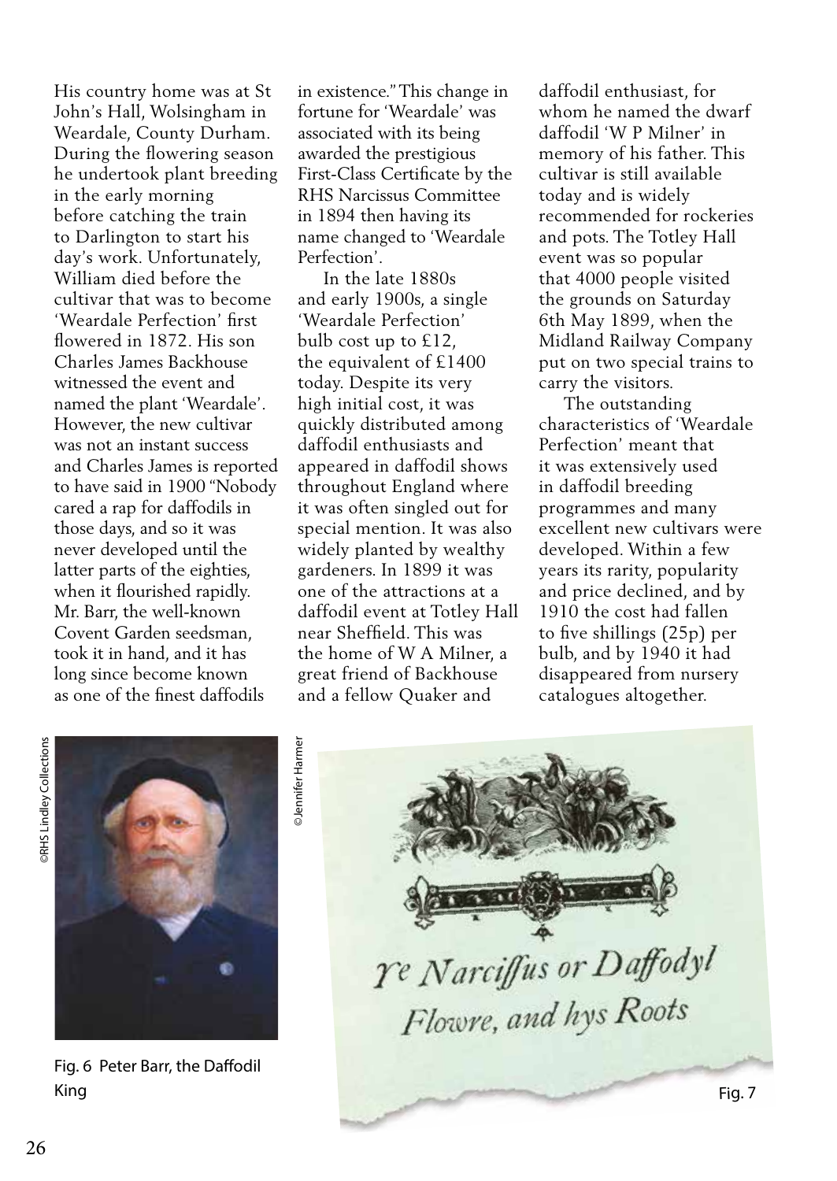His country home was at St John's Hall, Wolsingham in Weardale, County Durham. During the flowering season he undertook plant breeding in the early morning before catching the train to Darlington to start his day's work. Unfortunately, William died before the cultivar that was to become 'Weardale Perfection' first flowered in 1872. His son Charles James Backhouse witnessed the event and named the plant 'Weardale'. However, the new cultivar was not an instant success and Charles James is reported to have said in 1900 "Nobody cared a rap for daffodils in those days, and so it was never developed until the latter parts of the eighties, when it flourished rapidly. Mr. Barr, the well-known Covent Garden seedsman, took it in hand, and it has long since become known as one of the finest daffodils in existence." This change in fortune for 'Weardale' was associated with its being awarded the prestigious First-Class Certificate by the RHS Narcissus Committee in 1894 then having its name changed to 'Weardale Perfection'.

In the late 1880s and early 1900s, a single 'Weardale Perfection' bulb cost up to £12, the equivalent of £1400 today. Despite its very high initial cost, it was quickly distributed among daffodil enthusiasts and appeared in daffodil shows throughout England where it was often singled out for special mention. It was also widely planted by wealthy gardeners. In 1899 it was one of the attractions at a daffodil event at Totley Hall near Sheffield. This was the home of W A Milner, a great friend of Backhouse and a fellow Quaker and daffodil enthusiast, for whom he named the dwarf daffodil 'W P Milner' in memory of his father. This cultivar is still available today and is widely recommended for rockeries and pots. The Totley Hall event was so popular that 4000 people visited the grounds on Saturday 6th May 1899, when the Midland Railway Company put on two special trains to carry the visitors.

The outstanding characteristics of 'Weardale Perfection' meant that it was extensively used in daffodil breeding programmes and many excellent new cultivars were developed. Within a few years its rarity, popularity and price declined, and by 1910 the cost had fallen to five shillings (25p) per bulb, and by 1940 it had disappeared from nursery catalogues altogether.

©RHS Lindley Collections

Fig. 6 Peter Barr, the Daffodil King

©Jennifer Harmer

Ye Narciffus or Daffodyl Flowre, and hys Roots

Fig. 7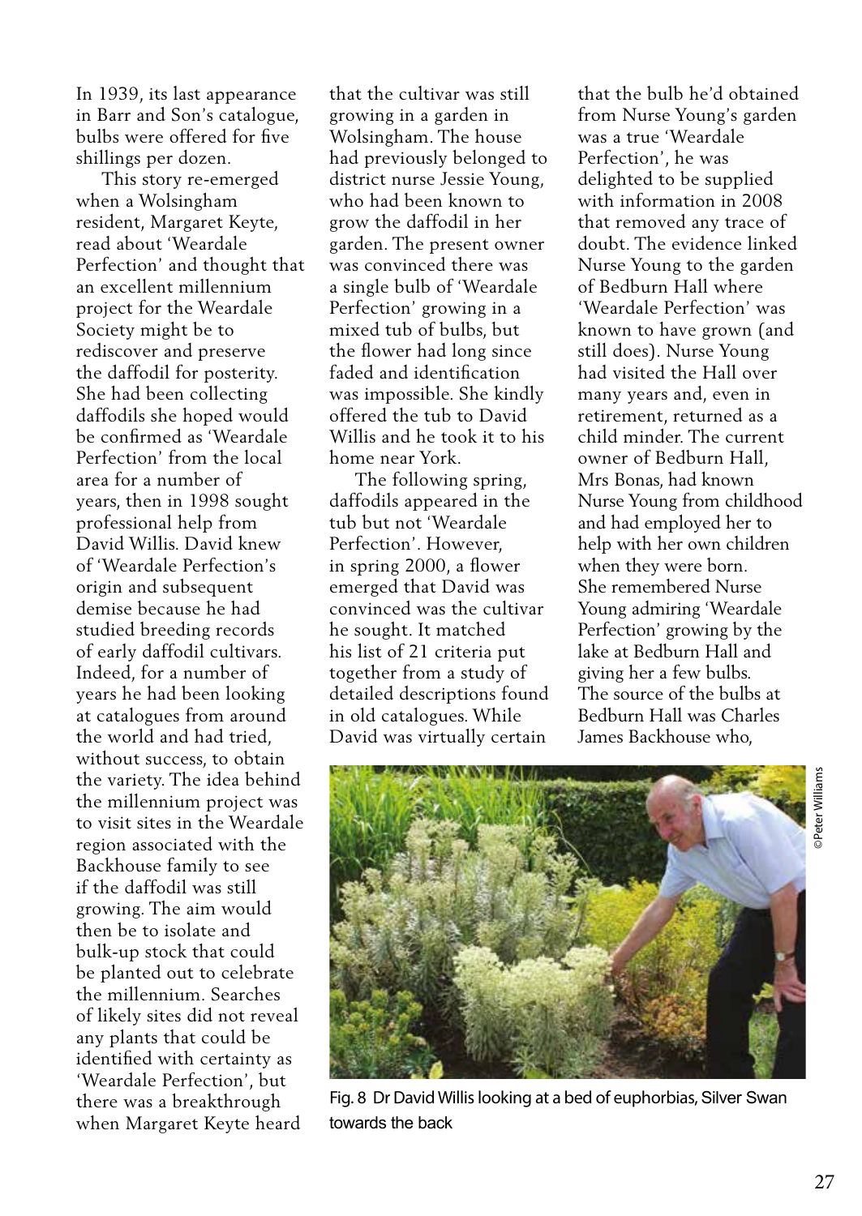In 1939, its last appearance in Barr and Son's catalogue, bulbs were offered for five shillings per dozen.

This story re-emerged when a Wolsingham resident, Margaret Keyte, read about 'Weardale Perfection' and thought that an excellent millennium project for the Weardale Society might be to rediscover and preserve the daffodil for posterity. She had been collecting daffodils she hoped would be confirmed as 'Weardale Perfection' from the local area for a number of years, then in 1998 sought professional help from David Willis. David knew of 'Weardale Perfection's origin and subsequent demise because he had studied breeding records of early daffodil cultivars. Indeed, for a number of years he had been looking at catalogues from around the world and had tried, without success, to obtain the variety. The idea behind the millennium project was to visit sites in the Weardale region associated with the Backhouse family to see if the daffodil was still growing. The aim would then be to isolate and bulk-up stock that could be planted out to celebrate the millennium. Searches of likely sites did not reveal any plants that could be identified with certainty as 'Weardale Perfection', but there was a breakthrough when Margaret Keyte heard that the cultivar was still growing in a garden in Wolsingham. The house had previously belonged to district nurse Jessie Young, who had been known to grow the daffodil in her garden. The present owner was convinced there was a single bulb of 'Weardale Perfection' growing in a mixed tub of bulbs, but the flower had long since faded and identification was impossible. She kindly offered the tub to David Willis and he took it to his home near York.

The following spring, daffodils appeared in the tub but not 'Weardale Perfection'. However, in spring 2000, a flower emerged that David was convinced was the cultivar he sought. It matched his list of 21 criteria put together from a study of detailed descriptions found in old catalogues. While David was virtually certain that the bulb he'd obtained from Nurse Young's garden was a true 'Weardale Perfection', he was delighted to be supplied with information in 2008 that removed any trace of doubt. The evidence linked Nurse Young to the garden of Bedburn Hall where 'Weardale Perfection' was known to have grown (and still does). Nurse Young had visited the Hall over many years and, even in retirement, returned as a child minder. The current owner of Bedburn Hall, Mrs Bonas, had known Nurse Young from childhood and had employed her to help with her own children when they were born. She remembered Nurse Young admiring 'Weardale Perfection' growing by the lake at Bedburn Hall and giving her a few bulbs. The source of the bulbs at Bedburn Hall was Charles James Backhouse who,

©Peter Williams

Fig. 8 Dr David Willis looking at a bed of euphorbias, Silver Swan towards the back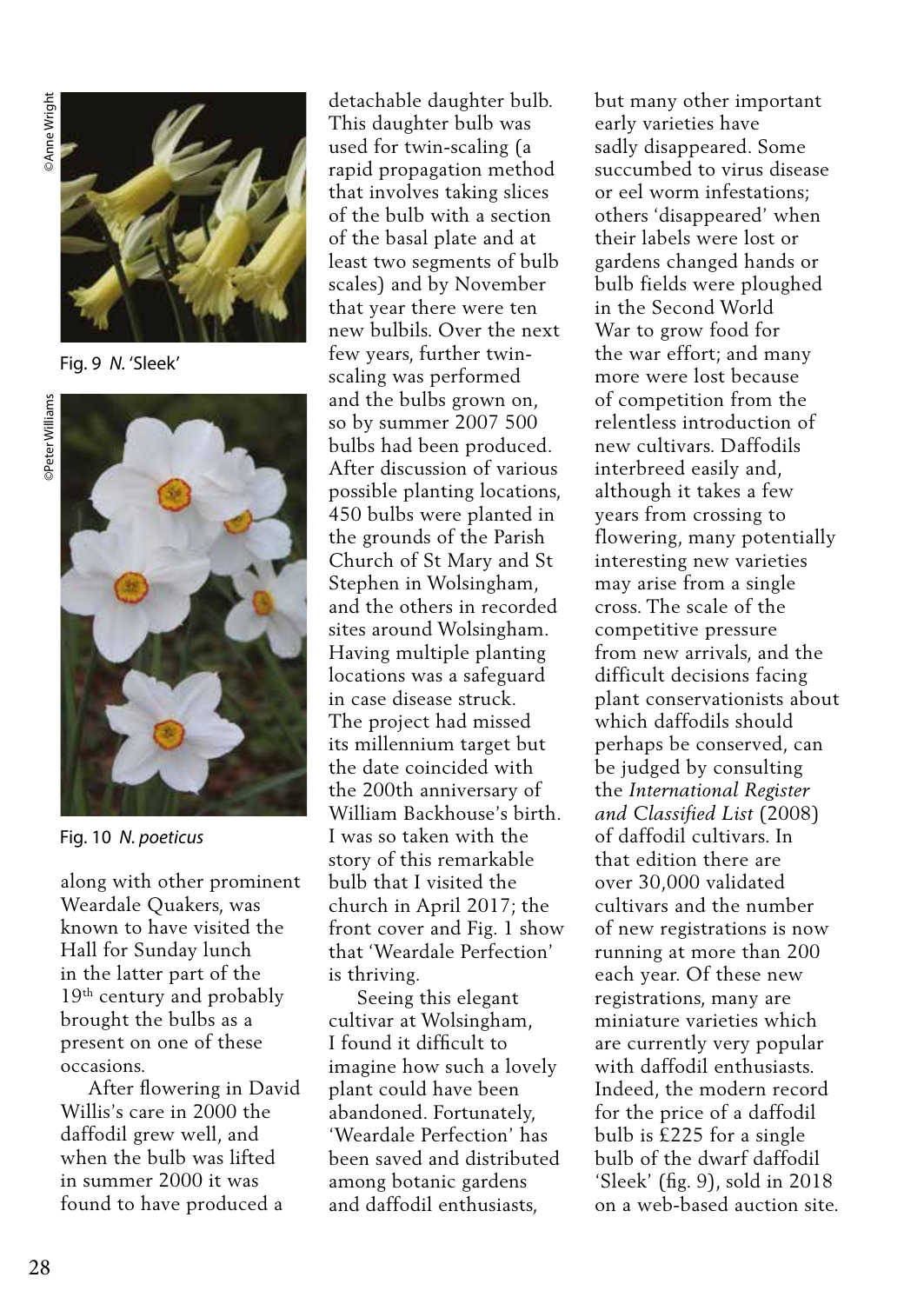Fig. 9 *N.* 'Sleek'

Fig. 10 *N. poeticus*

along with other prominent Weardale Quakers, was known to have visited the Hall for Sunday lunch in the latter part of the 19th century and probably brought the bulbs as a present on one of these occasions.

After flowering in David Willis's care in 2000 the daffodil grew well, and when the bulb was lifted in summer 2000 it was found to have produced a detachable daughter bulb. This daughter bulb was used for twin-scaling (a rapid propagation method that involves taking slices of the bulb with a section of the basal plate and at least two segments of bulb scales) and by November that year there were ten new bulbils. Over the next few years, further twin-scaling was performed and the bulbs grown on, so by summer 2007 500 bulbs had been produced. After discussion of various possible planting locations, 450 bulbs were planted in the grounds of the Parish Church of St Mary and St Stephen in Wolsingham, and the others in recorded sites around Wolsingham. Having multiple planting locations was a safeguard in case disease struck. The project had missed its millennium target but the date coincided with the 200th anniversary of William Backhouse's birth. I was so taken with the story of this remarkable bulb that I visited the church in April 2017; the front cover and Fig. 1 show that 'Weardale Perfection' is thriving.

Seeing this elegant cultivar at Wolsingham, I found it difficult to imagine how such a lovely plant could have been abandoned. Fortunately, 'Weardale Perfection' has been saved and distributed among botanic gardens and daffodil enthusiasts, but many other important early varieties have sadly disappeared. Some succumbed to virus disease or eel worm infestations; others 'disappeared' when their labels were lost or gardens changed hands or bulb fields were ploughed in the Second World War to grow food for the war effort; and many more were lost because of competition from the relentless introduction of new cultivars. Daffodils interbreed easily and, although it takes a few years from crossing to flowering, many potentially interesting new varieties may arise from a single cross. The scale of the competitive pressure from new arrivals, and the difficult decisions facing plant conservationists about which daffodils should perhaps be conserved, can be judged by consulting the *International Register and Classified List* (2008) of daffodil cultivars. In that edition there are over 30,000 validated cultivars and the number of new registrations is now running at more than 200 each year. Of these new registrations, many are miniature varieties which are currently very popular with daffodil enthusiasts. Indeed, the modern record for the price of a daffodil bulb is £225 for a single bulb of the dwarf daffodil 'Sleek' (fig. 9), sold in 2018 on a web-based auction site.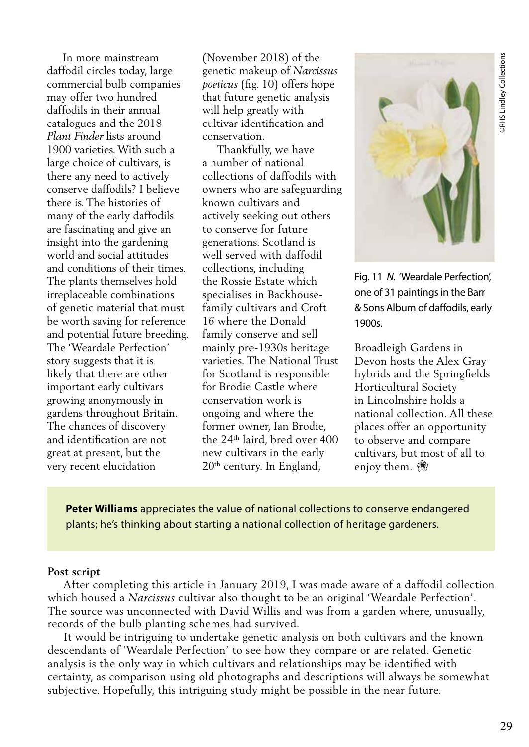In more mainstream daffodil circles today, large commercial bulb companies may offer two hundred daffodils in their annual catalogues and the 2018 *Plant Finder* lists around 1900 varieties. With such a large choice of cultivars, is there any need to actively conserve daffodils? I believe there is. The histories of many of the early daffodils are fascinating and give an insight into the gardening world and social attitudes and conditions of their times. The plants themselves hold irreplaceable combinations of genetic material that must be worth saving for reference and potential future breeding. The 'Weardale Perfection' story suggests that it is likely that there are other important early cultivars growing anonymously in gardens throughout Britain. The chances of discovery and identification are not great at present, but the very recent elucidation (November 2018) of the genetic makeup of *Narcissus poeticus* (fig. 10) offers hope that future genetic analysis will help greatly with cultivar identification and conservation.

Thankfully, we have a number of national collections of daffodils with owners who are safeguarding known cultivars and actively seeking out others to conserve for future generations. Scotland is well served with daffodil collections, including the Rossie Estate which specialises in Backhouse-family cultivars and Croft 16 where the Donald family conserve and sell mainly pre-1930s heritage varieties. The National Trust for Scotland is responsible for Brodie Castle where conservation work is ongoing and where the former owner, Ian Brodie, the 24th laird, bred over 400 new cultivars in the early 20th century. In England, Broadleigh Gardens in Devon hosts the Alex Gray hybrids and the Springfields Horticultural Society in Lincolnshire holds a national collection. All these places offer an opportunity to observe and compare cultivars, but most of all to enjoy them.

Fig. 11 *N.* 'Weardale Perfection', one of 31 paintings in the Barr & Sons Album of daffodils, early 1900s.

©RHS Lindley Collections

**Peter Williams** appreciates the value of national collections to conserve endangered plants; he's thinking about starting a national collection of heritage gardeners.

**Post script**

After completing this article in January 2019, I was made aware of a daffodil collection which housed a *Narcissus* cultivar also thought to be an original 'Weardale Perfection'. The source was unconnected with David Willis and was from a garden where, unusually, records of the bulb planting schemes had survived.

It would be intriguing to undertake genetic analysis on both cultivars and the known descendants of 'Weardale Perfection' to see how they compare or are related. Genetic analysis is the only way in which cultivars and relationships may be identified with certainty, as comparison using old photographs and descriptions will always be somewhat subjective. Hopefully, this intriguing study might be possible in the near future.